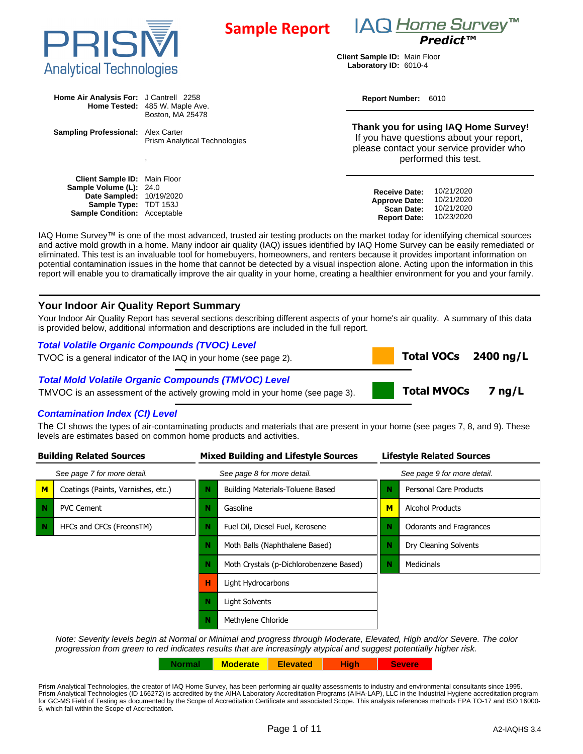PRISM Analytical Technologies

**Sample Report**

IAQ *Home Survey*™ ***Predict™***

**Client Sample ID:** Main Floor
**Laboratory ID:** 6010-4

**Home Air Analysis For:** J Cantrell 2258
**Home Tested:** 485 W. Maple Ave.
Boston, MA 25478

**Sampling Professional:** Alex Carter
Prism Analytical Technologies

,

**Report Number:** 6010

**Thank you for using IAQ Home Survey!**
If you have questions about your report, please contact your service provider who performed this test.

**Client Sample ID:** Main Floor
**Sample Volume (L):** 24.0
**Date Sampled:** 10/19/2020
**Sample Type:** TDT 153J
**Sample Condition:** Acceptable

**Receive Date:** 10/21/2020
**Approve Date:** 10/21/2020
**Scan Date:** 10/21/2020
**Report Date:** 10/23/2020

IAQ Home Survey™ is one of the most advanced, trusted air testing products on the market today for identifying chemical sources and active mold growth in a home. Many indoor air quality (IAQ) issues identified by IAQ Home Survey can be easily remediated or eliminated. This test is an invaluable tool for homebuyers, homeowners, and renters because it provides important information on potential contamination issues in the home that cannot be detected by a visual inspection alone. Acting upon the information in this report will enable you to dramatically improve the air quality in your home, creating a healthier environment for you and your family.

## Your Indoor Air Quality Report Summary

Your Indoor Air Quality Report has several sections describing different aspects of your home's air quality. A summary of this data is provided below, additional information and descriptions are included in the full report.

### *Total Volatile Organic Compounds (TVOC) Level*

TVOC is a general indicator of the IAQ in your home (see page 2).

**Total VOCs 2400 ng/L**

### *Total Mold Volatile Organic Compounds (TMVOC) Level*

TMVOC is an assessment of the actively growing mold in your home (see page 3).

**Total MVOCs 7 ng/L**

### *Contamination Index (CI) Level*

The CI shows the types of air-contaminating products and materials that are present in your home (see pages 7, 8, and 9). These levels are estimates based on common home products and activities.

**Building Related Sources** — *See page 7 for more detail.*

| Level | Source |
|---|---|
| M | Coatings (Paints, Varnishes, etc.) |
| N | PVC Cement |
| N | HFCs and CFCs (FreonsTM) |

**Mixed Building and Lifestyle Sources** — *See page 8 for more detail.*

| Level | Source |
|---|---|
| N | Building Materials-Toluene Based |
| N | Gasoline |
| N | Fuel Oil, Diesel Fuel, Kerosene |
| N | Moth Balls (Naphthalene Based) |
| N | Moth Crystals (p-Dichlorobenzene Based) |
| H | Light Hydrocarbons |
| N | Light Solvents |
| N | Methylene Chloride |

**Lifestyle Related Sources** — *See page 9 for more detail.*

| Level | Source |
|---|---|
| N | Personal Care Products |
| M | Alcohol Products |
| N | Odorants and Fragrances |
| N | Dry Cleaning Solvents |
| N | Medicinals |

*Note: Severity levels begin at Normal or Minimal and progress through Moderate, Elevated, High and/or Severe. The color progression from green to red indicates results that are increasingly atypical and suggest potentially higher risk.*

| Normal | Moderate | Elevated | High | Severe |
|---|---|---|---|---|

Prism Analytical Technologies, the creator of IAQ Home Survey, has been performing air quality assessments to industry and environmental consultants since 1995. Prism Analytical Technologies (ID 166272) is accredited by the AIHA Laboratory Accreditation Programs (AIHA-LAP), LLC in the Industrial Hygiene accreditation program for GC-MS Field of Testing as documented by the Scope of Accreditation Certificate and associated Scope. This analysis references methods EPA TO-17 and ISO 16000-6, which fall within the Scope of Accreditation.

A2-IAQHS 3.4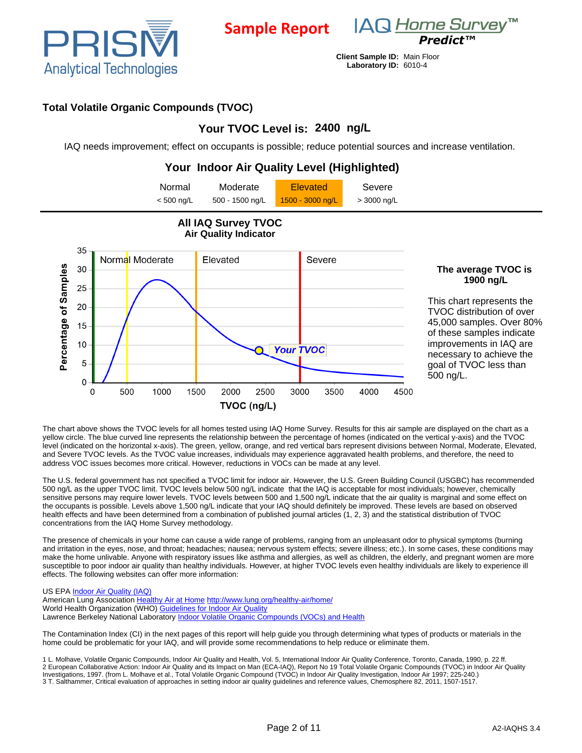**Sample Report**

IAQ Home Survey™ Predict™

**Client Sample ID:** Main Floor
**Laboratory ID:** 6010-4

## Total Volatile Organic Compounds (TVOC)

### Your TVOC Level is: 2400 ng/L

IAQ needs improvement; effect on occupants is possible; reduce potential sources and increase ventilation.

### Your Indoor Air Quality Level (Highlighted)

| Normal | Moderate | Elevated | Severe |
|---|---|---|---|
| < 500 ng/L | 500 - 1500 ng/L | 1500 - 3000 ng/L | > 3000 ng/L |

**All IAQ Survey TVOC**
**Air Quality Indicator**

**The average TVOC is 1900 ng/L**

This chart represents the TVOC distribution of over 45,000 samples. Over 80% of these samples indicate improvements in IAQ are necessary to achieve the goal of TVOC less than 500 ng/L.

The chart above shows the TVOC levels for all homes tested using IAQ Home Survey. Results for this air sample are displayed on the chart as a yellow circle. The blue curved line represents the relationship between the percentage of homes (indicated on the vertical y-axis) and the TVOC level (indicated on the horizontal x-axis). The green, yellow, orange, and red vertical bars represent divisions between Normal, Moderate, Elevated, and Severe TVOC levels. As the TVOC value increases, individuals may experience aggravated health problems, and therefore, the need to address VOC issues becomes more critical. However, reductions in VOCs can be made at any level.

The U.S. federal government has not specified a TVOC limit for indoor air. However, the U.S. Green Building Council (USGBC) has recommended 500 ng/L as the upper TVOC limit. TVOC levels below 500 ng/L indicate that the IAQ is acceptable for most individuals; however, chemically sensitive persons may require lower levels. TVOC levels between 500 and 1,500 ng/L indicate that the air quality is marginal and some effect on the occupants is possible. Levels above 1,500 ng/L indicate that your IAQ should definitely be improved. These levels are based on observed health effects and have been determined from a combination of published journal articles (1, 2, 3) and the statistical distribution of TVOC concentrations from the IAQ Home Survey methodology.

The presence of chemicals in your home can cause a wide range of problems, ranging from an unpleasant odor to physical symptoms (burning and irritation in the eyes, nose, and throat; headaches; nausea; nervous system effects; severe illness; etc.). In some cases, these conditions may make the home unlivable. Anyone with respiratory issues like asthma and allergies, as well as children, the elderly, and pregnant women are more susceptible to poor indoor air quality than healthy individuals. However, at higher TVOC levels even healthy individuals are likely to experience ill effects. The following websites can offer more information:

US EPA Indoor Air Quality (IAQ)
American Lung Association Healthy Air at Home http://www.lung.org/healthy-air/home/
World Health Organization (WHO) Guidelines for Indoor Air Quality
Lawrence Berkeley National Laboratory Indoor Volatile Organic Compounds (VOCs) and Health

The Contamination Index (CI) in the next pages of this report will help guide you through determining what types of products or materials in the home could be problematic for your IAQ, and will provide some recommendations to help reduce or eliminate them.

1 L. Molhave, Volatile Organic Compounds, Indoor Air Quality and Health, Vol. 5, International Indoor Air Quality Conference, Toronto, Canada, 1990, p. 22 ff.
2 European Collaborative Action: Indoor Air Quality and its Impact on Man (ECA-IAQ), Report No 19 Total Volatile Organic Compounds (TVOC) in Indoor Air Quality Investigations, 1997. (from L. Molhave et al., Total Volatile Organic Compound (TVOC) in Indoor Air Quality Investigation, Indoor Air 1997; 225-240.)
3 T. Salthammer, Critical evaluation of approaches in setting indoor air quality guidelines and reference values, Chemosphere 82, 2011, 1507-1517.

A2-IAQHS 3.4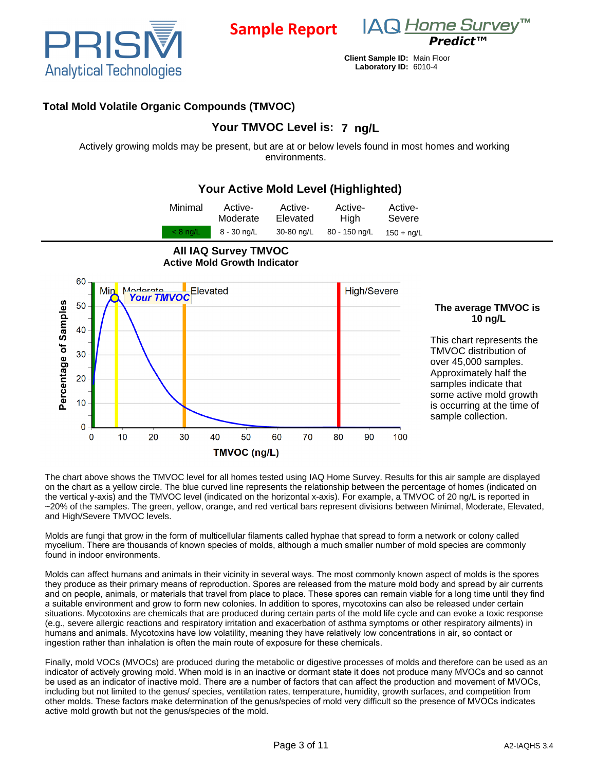**Sample Report** IAQ Home Survey™ Predict™

**Client Sample ID:** Main Floor
**Laboratory ID:** 6010-4

## Total Mold Volatile Organic Compounds (TMVOC)

### Your TMVOC Level is: 7 ng/L

Actively growing molds may be present, but are at or below levels found in most homes and working environments.

### Your Active Mold Level (Highlighted)

| Minimal | Active-Moderate | Active-Elevated | Active-High | Active-Severe |
|---|---|---|---|---|
| < 8 ng/L | 8 - 30 ng/L | 30-80 ng/L | 80 - 150 ng/L | 150 + ng/L |

**All IAQ Survey TMVOC**
**Active Mold Growth Indicator**

**The average TMVOC is 10 ng/L**

This chart represents the TMVOC distribution of over 45,000 samples. Approximately half the samples indicate that some active mold growth is occurring at the time of sample collection.

The chart above shows the TMVOC level for all homes tested using IAQ Home Survey. Results for this air sample are displayed on the chart as a yellow circle. The blue curved line represents the relationship between the percentage of homes (indicated on the vertical y-axis) and the TMVOC level (indicated on the horizontal x-axis). For example, a TMVOC of 20 ng/L is reported in ~20% of the samples. The green, yellow, orange, and red vertical bars represent divisions between Minimal, Moderate, Elevated, and High/Severe TMVOC levels.

Molds are fungi that grow in the form of multicellular filaments called hyphae that spread to form a network or colony called mycelium. There are thousands of known species of molds, although a much smaller number of mold species are commonly found in indoor environments.

Molds can affect humans and animals in their vicinity in several ways. The most commonly known aspect of molds is the spores they produce as their primary means of reproduction. Spores are released from the mature mold body and spread by air currents and on people, animals, or materials that travel from place to place. These spores can remain viable for a long time until they find a suitable environment and grow to form new colonies. In addition to spores, mycotoxins can also be released under certain situations. Mycotoxins are chemicals that are produced during certain parts of the mold life cycle and can evoke a toxic response (e.g., severe allergic reactions and respiratory irritation and exacerbation of asthma symptoms or other respiratory ailments) in humans and animals. Mycotoxins have low volatility, meaning they have relatively low concentrations in air, so contact or ingestion rather than inhalation is often the main route of exposure for these chemicals.

Finally, mold VOCs (MVOCs) are produced during the metabolic or digestive processes of molds and therefore can be used as an indicator of actively growing mold. When mold is in an inactive or dormant state it does not produce many MVOCs and so cannot be used as an indicator of inactive mold. There are a number of factors that can affect the production and movement of MVOCs, including but not limited to the genus/ species, ventilation rates, temperature, humidity, growth surfaces, and competition from other molds. These factors make determination of the genus/species of mold very difficult so the presence of MVOCs indicates active mold growth but not the genus/species of the mold.

A2-IAQHS 3.4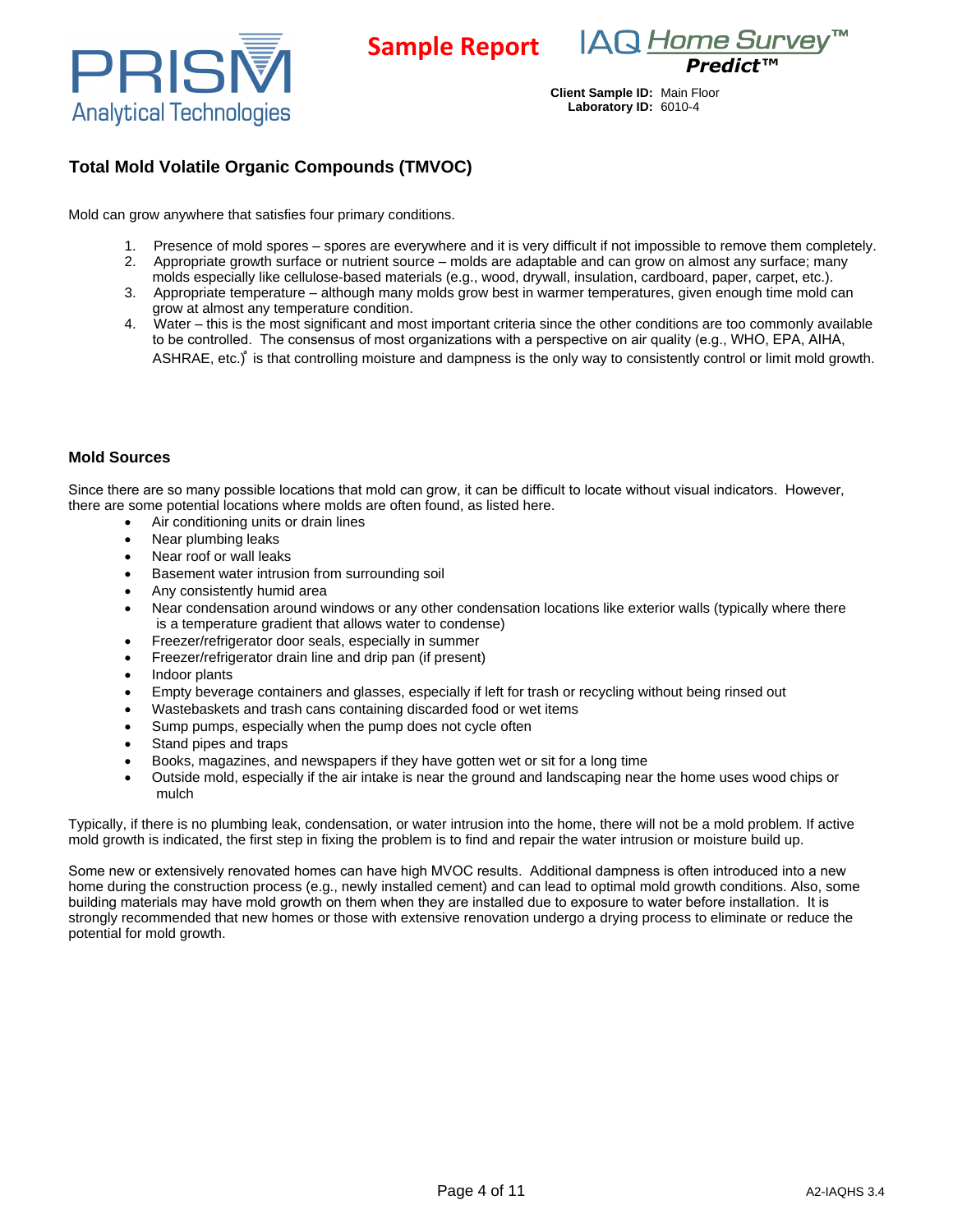**Sample Report**

**Client Sample ID:** Main Floor
**Laboratory ID:** 6010-4

## Total Mold Volatile Organic Compounds (TMVOC)

Mold can grow anywhere that satisfies four primary conditions.

1. Presence of mold spores – spores are everywhere and it is very difficult if not impossible to remove them completely.
2. Appropriate growth surface or nutrient source – molds are adaptable and can grow on almost any surface; many molds especially like cellulose-based materials (e.g., wood, drywall, insulation, cardboard, paper, carpet, etc.).
3. Appropriate temperature – although many molds grow best in warmer temperatures, given enough time mold can grow at almost any temperature condition.
4. Water – this is the most significant and most important criteria since the other conditions are too commonly available to be controlled. The consensus of most organizations with a perspective on air quality (e.g., WHO, EPA, AIHA, ASHRAE, etc.)[a] is that controlling moisture and dampness is the only way to consistently control or limit mold growth.

### Mold Sources

Since there are so many possible locations that mold can grow, it can be difficult to locate without visual indicators. However, there are some potential locations where molds are often found, as listed here.

- Air conditioning units or drain lines
- Near plumbing leaks
- Near roof or wall leaks
- Basement water intrusion from surrounding soil
- Any consistently humid area
- Near condensation around windows or any other condensation locations like exterior walls (typically where there is a temperature gradient that allows water to condense)
- Freezer/refrigerator door seals, especially in summer
- Freezer/refrigerator drain line and drip pan (if present)
- Indoor plants
- Empty beverage containers and glasses, especially if left for trash or recycling without being rinsed out
- Wastebaskets and trash cans containing discarded food or wet items
- Sump pumps, especially when the pump does not cycle often
- Stand pipes and traps
- Books, magazines, and newspapers if they have gotten wet or sit for a long time
- Outside mold, especially if the air intake is near the ground and landscaping near the home uses wood chips or mulch

Typically, if there is no plumbing leak, condensation, or water intrusion into the home, there will not be a mold problem. If active mold growth is indicated, the first step in fixing the problem is to find and repair the water intrusion or moisture build up.

Some new or extensively renovated homes can have high MVOC results. Additional dampness is often introduced into a new home during the construction process (e.g., newly installed cement) and can lead to optimal mold growth conditions. Also, some building materials may have mold growth on them when they are installed due to exposure to water before installation. It is strongly recommended that new homes or those with extensive renovation undergo a drying process to eliminate or reduce the potential for mold growth.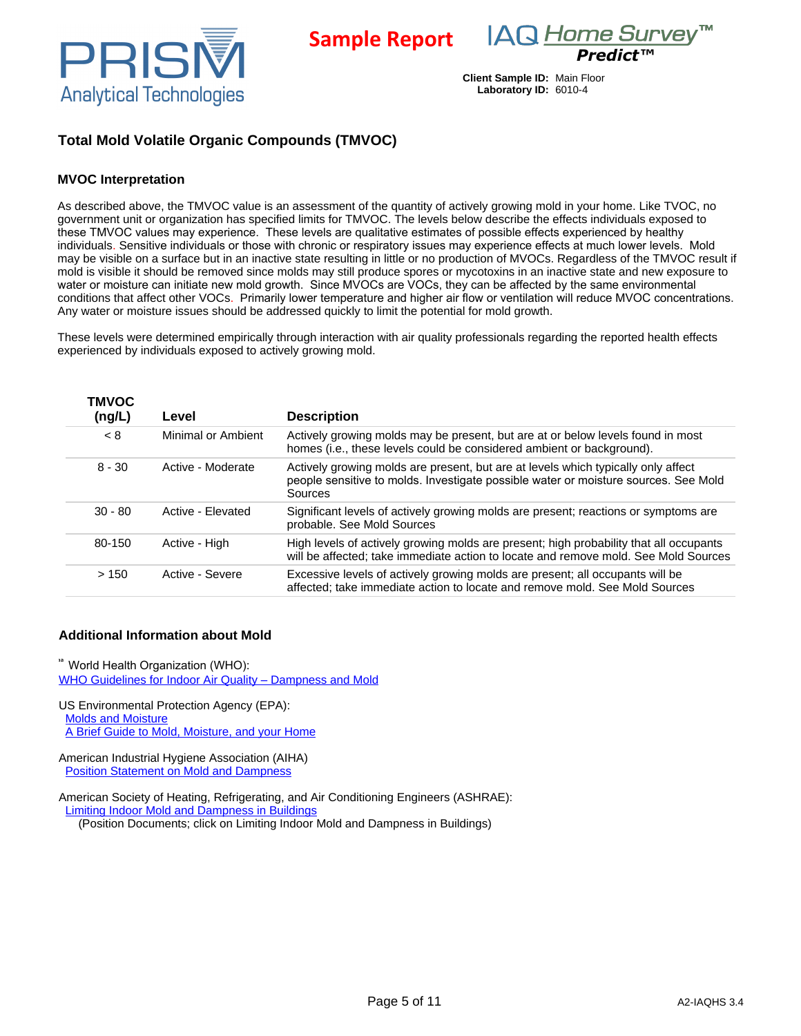Sample Report

Client Sample ID: Main Floor
Laboratory ID: 6010-4

## Total Mold Volatile Organic Compounds (TMVOC)

### MVOC Interpretation

As described above, the TMVOC value is an assessment of the quantity of actively growing mold in your home. Like TVOC, no government unit or organization has specified limits for TMVOC. The levels below describe the effects individuals exposed to these TMVOC values may experience. These levels are qualitative estimates of possible effects experienced by healthy individuals. Sensitive individuals or those with chronic or respiratory issues may experience effects at much lower levels. Mold may be visible on a surface but in an inactive state resulting in little or no production of MVOCs. Regardless of the TMVOC result if mold is visible it should be removed since molds may still produce spores or mycotoxins in an inactive state and new exposure to water or moisture can initiate new mold growth. Since MVOCs are VOCs, they can be affected by the same environmental conditions that affect other VOCs. Primarily lower temperature and higher air flow or ventilation will reduce MVOC concentrations. Any water or moisture issues should be addressed quickly to limit the potential for mold growth.

These levels were determined empirically through interaction with air quality professionals regarding the reported health effects experienced by individuals exposed to actively growing mold.

| TMVOC (ng/L) | Level | Description |
|---|---|---|
| < 8 | Minimal or Ambient | Actively growing molds may be present, but are at or below levels found in most homes (i.e., these levels could be considered ambient or background). |
| 8 - 30 | Active - Moderate | Actively growing molds are present, but are at levels which typically only affect people sensitive to molds. Investigate possible water or moisture sources. See Mold Sources |
| 30 - 80 | Active - Elevated | Significant levels of actively growing molds are present; reactions or symptoms are probable. See Mold Sources |
| 80-150 | Active - High | High levels of actively growing molds are present; high probability that all occupants will be affected; take immediate action to locate and remove mold. See Mold Sources |
| > 150 | Active - Severe | Excessive levels of actively growing molds are present; all occupants will be affected; take immediate action to locate and remove mold. See Mold Sources |

### Additional Information about Mold

World Health Organization (WHO):
WHO Guidelines for Indoor Air Quality – Dampness and Mold

US Environmental Protection Agency (EPA):
Molds and Moisture
A Brief Guide to Mold, Moisture, and your Home

American Industrial Hygiene Association (AIHA)
Position Statement on Mold and Dampness

American Society of Heating, Refrigerating, and Air Conditioning Engineers (ASHRAE):
Limiting Indoor Mold and Dampness in Buildings
(Position Documents; click on Limiting Indoor Mold and Dampness in Buildings)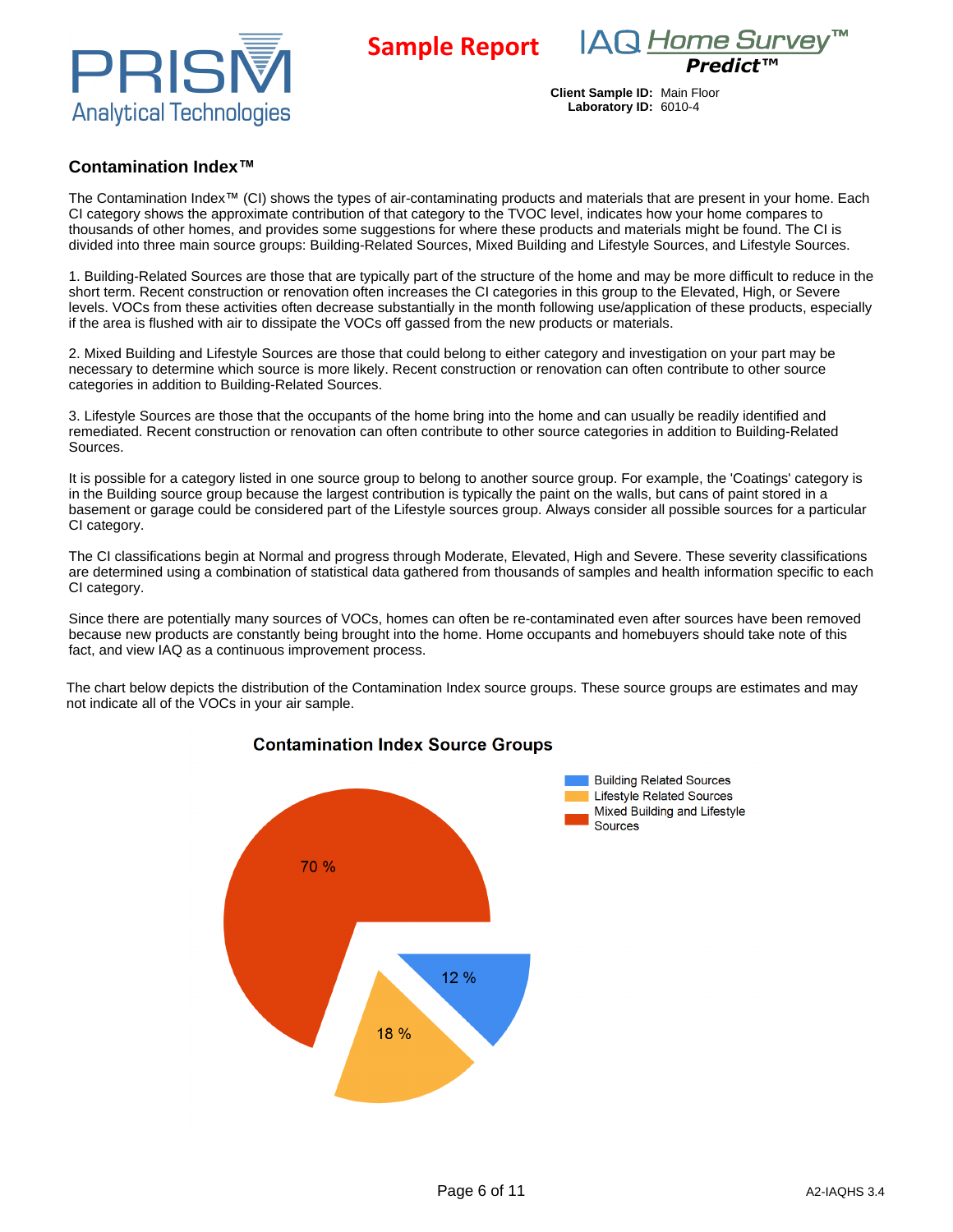## Contamination Index™

The Contamination Index™ (CI) shows the types of air-contaminating products and materials that are present in your home. Each CI category shows the approximate contribution of that category to the TVOC level, indicates how your home compares to thousands of other homes, and provides some suggestions for where these products and materials might be found. The CI is divided into three main source groups: Building-Related Sources, Mixed Building and Lifestyle Sources, and Lifestyle Sources.

1. Building-Related Sources are those that are typically part of the structure of the home and may be more difficult to reduce in the short term. Recent construction or renovation often increases the CI categories in this group to the Elevated, High, or Severe levels. VOCs from these activities often decrease substantially in the month following use/application of these products, especially if the area is flushed with air to dissipate the VOCs off gassed from the new products or materials.

2. Mixed Building and Lifestyle Sources are those that could belong to either category and investigation on your part may be necessary to determine which source is more likely. Recent construction or renovation can often contribute to other source categories in addition to Building-Related Sources.

3. Lifestyle Sources are those that the occupants of the home bring into the home and can usually be readily identified and remediated. Recent construction or renovation can often contribute to other source categories in addition to Building-Related Sources.

It is possible for a category listed in one source group to belong to another source group. For example, the 'Coatings' category is in the Building source group because the largest contribution is typically the paint on the walls, but cans of paint stored in a basement or garage could be considered part of the Lifestyle sources group. Always consider all possible sources for a particular CI category.

The CI classifications begin at Normal and progress through Moderate, Elevated, High and Severe. These severity classifications are determined using a combination of statistical data gathered from thousands of samples and health information specific to each CI category.

Since there are potentially many sources of VOCs, homes can often be re-contaminated even after sources have been removed because new products are constantly being brought into the home. Home occupants and homebuyers should take note of this fact, and view IAQ as a continuous improvement process.

The chart below depicts the distribution of the Contamination Index source groups. These source groups are estimates and may not indicate all of the VOCs in your air sample.

### Contamination Index Source Groups

| Source Group | Percentage |
|---|---|
| Building Related Sources | 12 % |
| Lifestyle Related Sources | 18 % |
| Mixed Building and Lifestyle Sources | 70 % |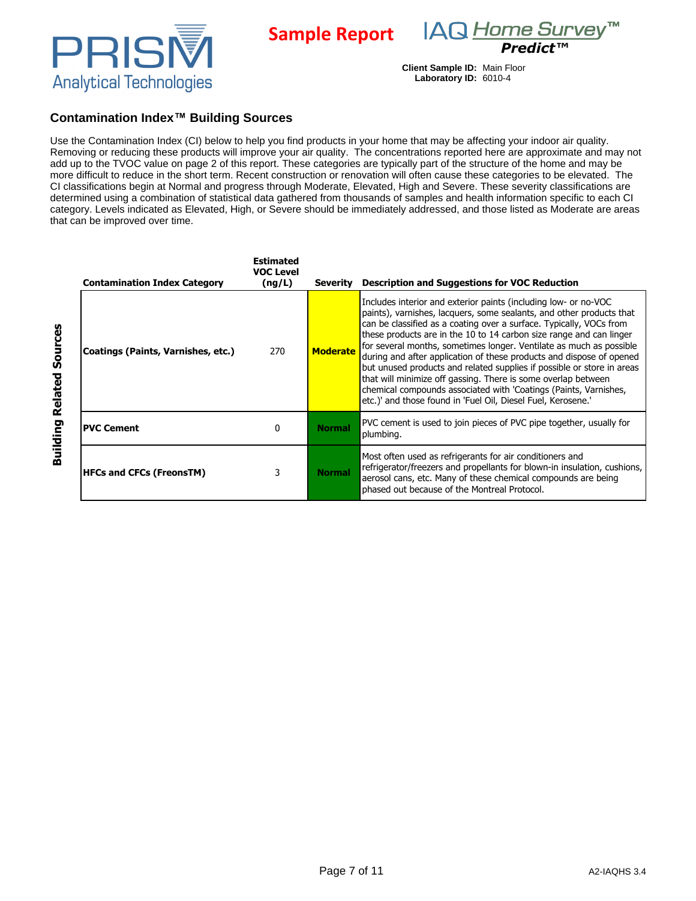**Sample Report**

IAQ *Home Survey*™ *Predict*™

**Client Sample ID:** Main Floor
**Laboratory ID:** 6010-4

## Contamination Index™ Building Sources

Use the Contamination Index (CI) below to help you find products in your home that may be affecting your indoor air quality. Removing or reducing these products will improve your air quality. The concentrations reported here are approximate and may not add up to the TVOC value on page 2 of this report. These categories are typically part of the structure of the home and may be more difficult to reduce in the short term. Recent construction or renovation will often cause these categories to be elevated. The CI classifications begin at Normal and progress through Moderate, Elevated, High and Severe. These severity classifications are determined using a combination of statistical data gathered from thousands of samples and health information specific to each CI category. Levels indicated as Elevated, High, or Severe should be immediately addressed, and those listed as Moderate are areas that can be improved over time.

**Building Related Sources**

| Contamination Index Category | Estimated VOC Level (ng/L) | Severity | Description and Suggestions for VOC Reduction |
|---|---|---|---|
| **Coatings (Paints, Varnishes, etc.)** | 270 | **Moderate** | Includes interior and exterior paints (including low- or no-VOC paints), varnishes, lacquers, some sealants, and other products that can be classified as a coating over a surface. Typically, VOCs from these products are in the 10 to 14 carbon size range and can linger for several months, sometimes longer. Ventilate as much as possible during and after application of these products and dispose of opened but unused products and related supplies if possible or store in areas that will minimize off gassing. There is some overlap between chemical compounds associated with 'Coatings (Paints, Varnishes, etc.)' and those found in 'Fuel Oil, Diesel Fuel, Kerosene.' |
| **PVC Cement** | 0 | **Normal** | PVC cement is used to join pieces of PVC pipe together, usually for plumbing. |
| **HFCs and CFCs (FreonsTM)** | 3 | **Normal** | Most often used as refrigerants for air conditioners and refrigerator/freezers and propellants for blown-in insulation, cushions, aerosol cans, etc. Many of these chemical compounds are being phased out because of the Montreal Protocol. |

A2-IAQHS 3.4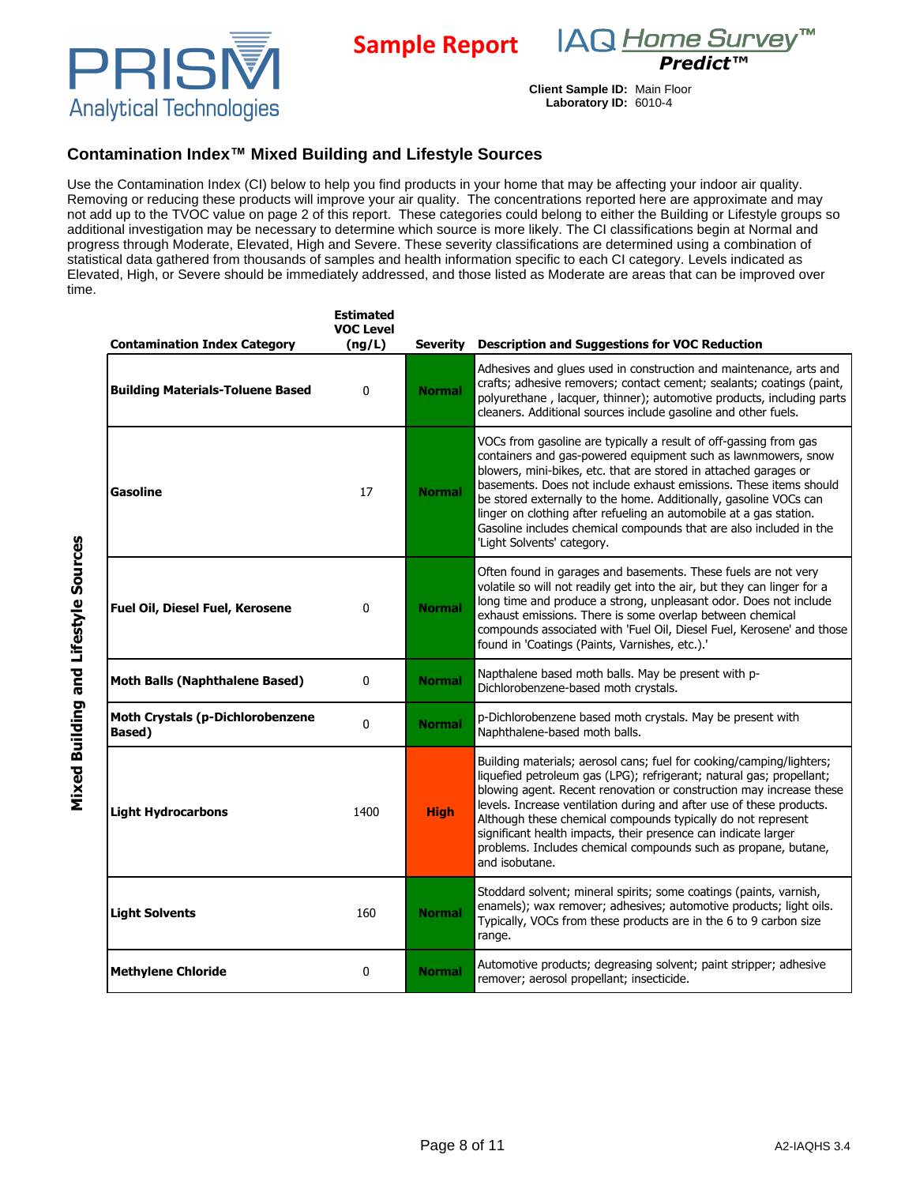**Sample Report**

**IAQ Home Survey™ Predict™**

**Client Sample ID:** Main Floor
**Laboratory ID:** 6010-4

## Contamination Index™ Mixed Building and Lifestyle Sources

Use the Contamination Index (CI) below to help you find products in your home that may be affecting your indoor air quality. Removing or reducing these products will improve your air quality. The concentrations reported here are approximate and may not add up to the TVOC value on page 2 of this report. These categories could belong to either the Building or Lifestyle groups so additional investigation may be necessary to determine which source is more likely. The CI classifications begin at Normal and progress through Moderate, Elevated, High and Severe. These severity classifications are determined using a combination of statistical data gathered from thousands of samples and health information specific to each CI category. Levels indicated as Elevated, High, or Severe should be immediately addressed, and those listed as Moderate are areas that can be improved over time.

**Mixed Building and Lifestyle Sources**

| Contamination Index Category | Estimated VOC Level (ng/L) | Severity | Description and Suggestions for VOC Reduction |
|---|---|---|---|
| **Building Materials-Toluene Based** | 0 | Normal | Adhesives and glues used in construction and maintenance, arts and crafts; adhesive removers; contact cement; sealants; coatings (paint, polyurethane , lacquer, thinner); automotive products, including parts cleaners. Additional sources include gasoline and other fuels. |
| **Gasoline** | 17 | Normal | VOCs from gasoline are typically a result of off-gassing from gas containers and gas-powered equipment such as lawnmowers, snow blowers, mini-bikes, etc. that are stored in attached garages or basements. Does not include exhaust emissions. These items should be stored externally to the home. Additionally, gasoline VOCs can linger on clothing after refueling an automobile at a gas station. Gasoline includes chemical compounds that are also included in the 'Light Solvents' category. |
| **Fuel Oil, Diesel Fuel, Kerosene** | 0 | Normal | Often found in garages and basements. These fuels are not very volatile so will not readily get into the air, but they can linger for a long time and produce a strong, unpleasant odor. Does not include exhaust emissions. There is some overlap between chemical compounds associated with 'Fuel Oil, Diesel Fuel, Kerosene' and those found in 'Coatings (Paints, Varnishes, etc.).' |
| **Moth Balls (Naphthalene Based)** | 0 | Normal | Napthalene based moth balls. May be present with p-Dichlorobenzene-based moth crystals. |
| **Moth Crystals (p-Dichlorobenzene Based)** | 0 | Normal | p-Dichlorobenzene based moth crystals. May be present with Naphthalene-based moth balls. |
| **Light Hydrocarbons** | 1400 | High | Building materials; aerosol cans; fuel for cooking/camping/lighters; liquefied petroleum gas (LPG); refrigerant; natural gas; propellant; blowing agent. Recent renovation or construction may increase these levels. Increase ventilation during and after use of these products. Although these chemical compounds typically do not represent significant health impacts, their presence can indicate larger problems. Includes chemical compounds such as propane, butane, and isobutane. |
| **Light Solvents** | 160 | Normal | Stoddard solvent; mineral spirits; some coatings (paints, varnish, enamels); wax remover; adhesives; automotive products; light oils. Typically, VOCs from these products are in the 6 to 9 carbon size range. |
| **Methylene Chloride** | 0 | Normal | Automotive products; degreasing solvent; paint stripper; adhesive remover; aerosol propellant; insecticide. |

A2-IAQHS 3.4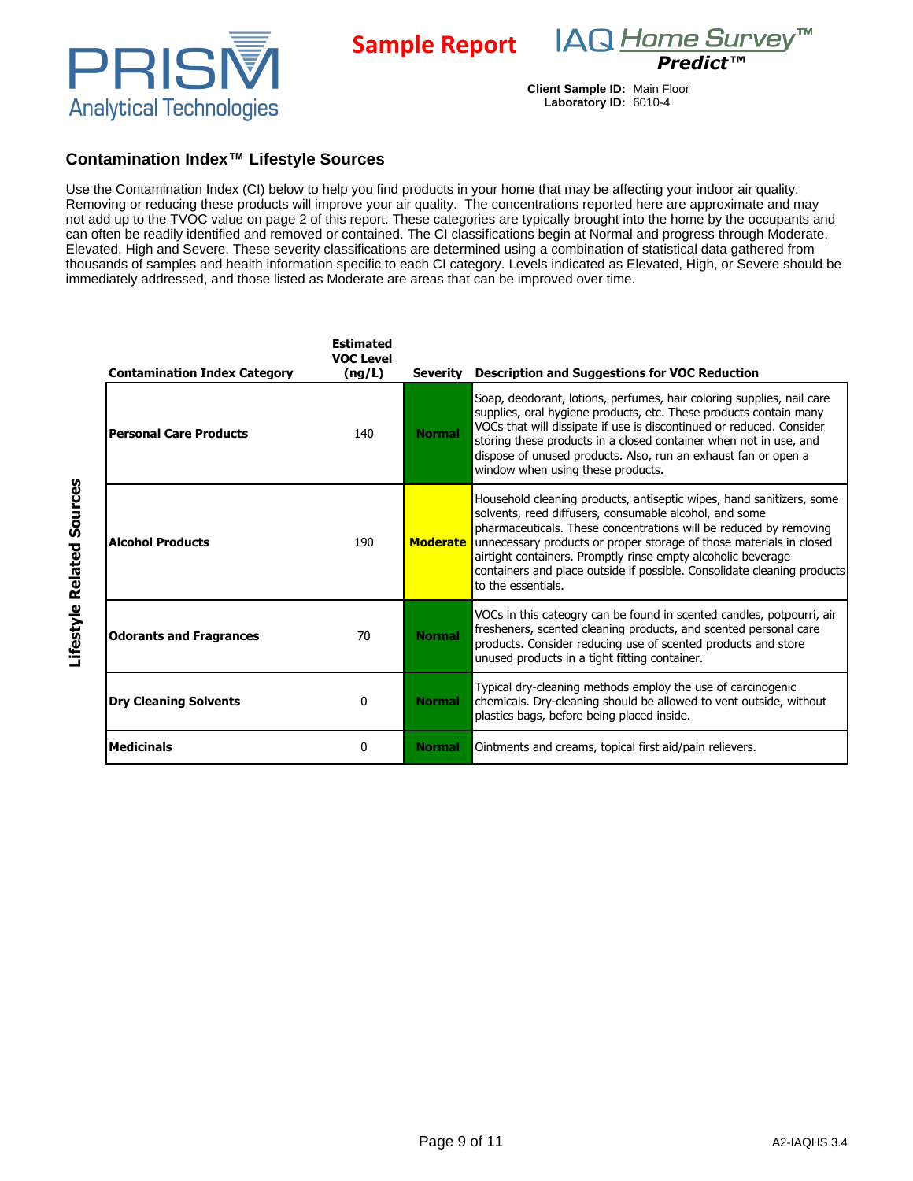**Sample Report**

**IAQ Home Survey™ Predict™**

**Client Sample ID:** Main Floor
**Laboratory ID:** 6010-4

## Contamination Index™ Lifestyle Sources

Use the Contamination Index (CI) below to help you find products in your home that may be affecting your indoor air quality. Removing or reducing these products will improve your air quality. The concentrations reported here are approximate and may not add up to the TVOC value on page 2 of this report. These categories are typically brought into the home by the occupants and can often be readily identified and removed or contained. The CI classifications begin at Normal and progress through Moderate, Elevated, High and Severe. These severity classifications are determined using a combination of statistical data gathered from thousands of samples and health information specific to each CI category. Levels indicated as Elevated, High, or Severe should be immediately addressed, and those listed as Moderate are areas that can be improved over time.

**Lifestyle Related Sources**

| Contamination Index Category | Estimated VOC Level (ng/L) | Severity | Description and Suggestions for VOC Reduction |
|---|---|---|---|
| **Personal Care Products** | 140 | **Normal** | Soap, deodorant, lotions, perfumes, hair coloring supplies, nail care supplies, oral hygiene products, etc. These products contain many VOCs that will dissipate if use is discontinued or reduced. Consider storing these products in a closed container when not in use, and dispose of unused products. Also, run an exhaust fan or open a window when using these products. |
| **Alcohol Products** | 190 | **Moderate** | Household cleaning products, antiseptic wipes, hand sanitizers, some solvents, reed diffusers, consumable alcohol, and some pharmaceuticals. These concentrations will be reduced by removing unnecessary products or proper storage of those materials in closed airtight containers. Promptly rinse empty alcoholic beverage containers and place outside if possible. Consolidate cleaning products to the essentials. |
| **Odorants and Fragrances** | 70 | **Normal** | VOCs in this cateogry can be found in scented candles, potpourri, air fresheners, scented cleaning products, and scented personal care products. Consider reducing use of scented products and store unused products in a tight fitting container. |
| **Dry Cleaning Solvents** | 0 | **Normal** | Typical dry-cleaning methods employ the use of carcinogenic chemicals. Dry-cleaning should be allowed to vent outside, without plastics bags, before being placed inside. |
| **Medicinals** | 0 | **Normal** | Ointments and creams, topical first aid/pain relievers. |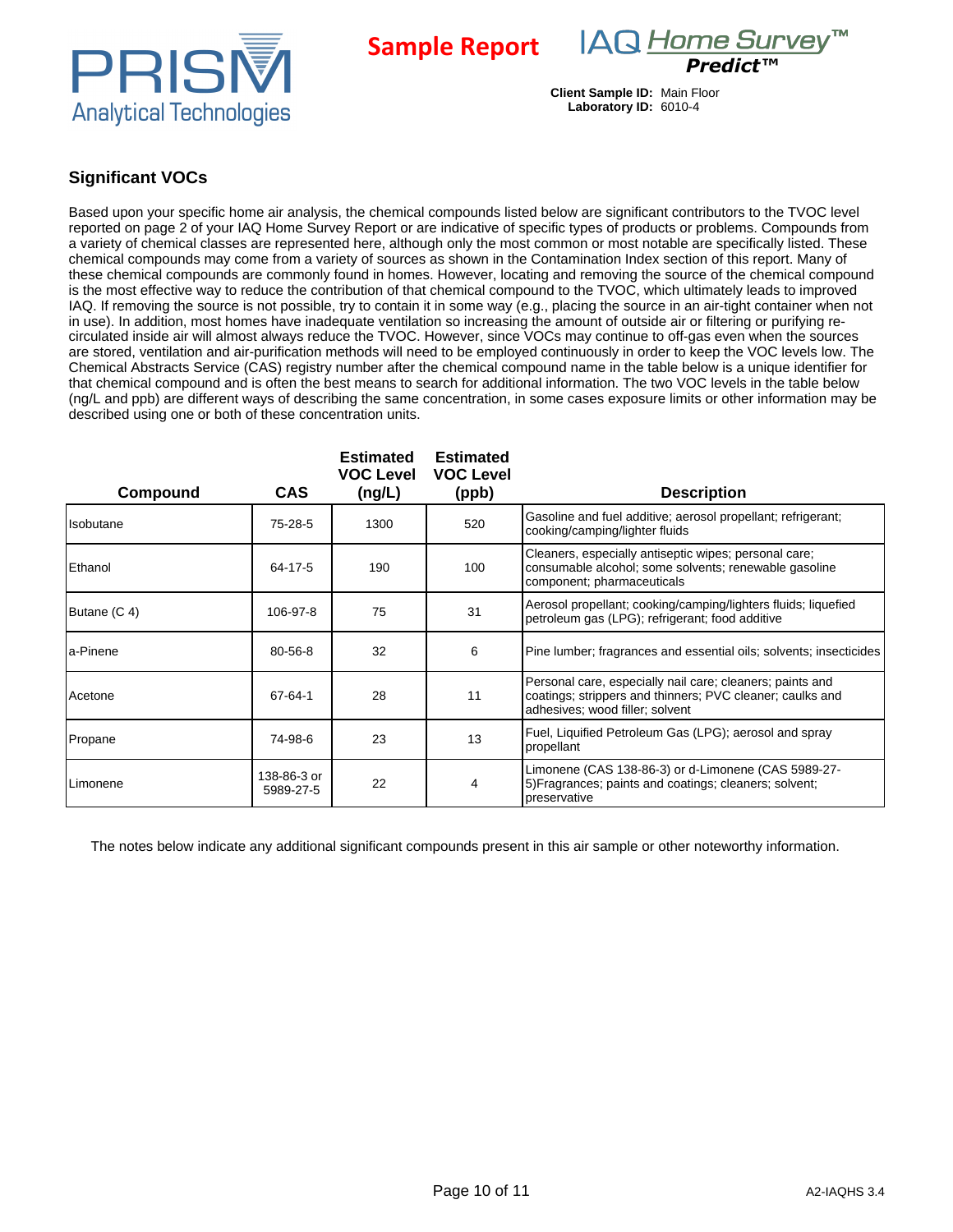PRISM Analytical Technologies

**Sample Report**

IAQ *Home Survey*™ **Predict™**

**Client Sample ID:** Main Floor
**Laboratory ID:** 6010-4

## Significant VOCs

Based upon your specific home air analysis, the chemical compounds listed below are significant contributors to the TVOC level reported on page 2 of your IAQ Home Survey Report or are indicative of specific types of products or problems. Compounds from a variety of chemical classes are represented here, although only the most common or most notable are specifically listed. These chemical compounds may come from a variety of sources as shown in the Contamination Index section of this report. Many of these chemical compounds are commonly found in homes. However, locating and removing the source of the chemical compound is the most effective way to reduce the contribution of that chemical compound to the TVOC, which ultimately leads to improved IAQ. If removing the source is not possible, try to contain it in some way (e.g., placing the source in an air-tight container when not in use). In addition, most homes have inadequate ventilation so increasing the amount of outside air or filtering or purifying re-circulated inside air will almost always reduce the TVOC. However, since VOCs may continue to off-gas even when the sources are stored, ventilation and air-purification methods will need to be employed continuously in order to keep the VOC levels low. The Chemical Abstracts Service (CAS) registry number after the chemical compound name in the table below is a unique identifier for that chemical compound and is often the best means to search for additional information. The two VOC levels in the table below (ng/L and ppb) are different ways of describing the same concentration, in some cases exposure limits or other information may be described using one or both of these concentration units.

| Compound | CAS | Estimated VOC Level (ng/L) | Estimated VOC Level (ppb) | Description |
|---|---|---|---|---|
| Isobutane | 75-28-5 | 1300 | 520 | Gasoline and fuel additive; aerosol propellant; refrigerant; cooking/camping/lighter fluids |
| Ethanol | 64-17-5 | 190 | 100 | Cleaners, especially antiseptic wipes; personal care; consumable alcohol; some solvents; renewable gasoline component; pharmaceuticals |
| Butane (C 4) | 106-97-8 | 75 | 31 | Aerosol propellant; cooking/camping/lighters fluids; liquefied petroleum gas (LPG); refrigerant; food additive |
| a-Pinene | 80-56-8 | 32 | 6 | Pine lumber; fragrances and essential oils; solvents; insecticides |
| Acetone | 67-64-1 | 28 | 11 | Personal care, especially nail care; cleaners; paints and coatings; strippers and thinners; PVC cleaner; caulks and adhesives; wood filler; solvent |
| Propane | 74-98-6 | 23 | 13 | Fuel, Liquified Petroleum Gas (LPG); aerosol and spray propellant |
| Limonene | 138-86-3 or 5989-27-5 | 22 | 4 | Limonene (CAS 138-86-3) or d-Limonene (CAS 5989-27-5)Fragrances; paints and coatings; cleaners; solvent; preservative |

The notes below indicate any additional significant compounds present in this air sample or other noteworthy information.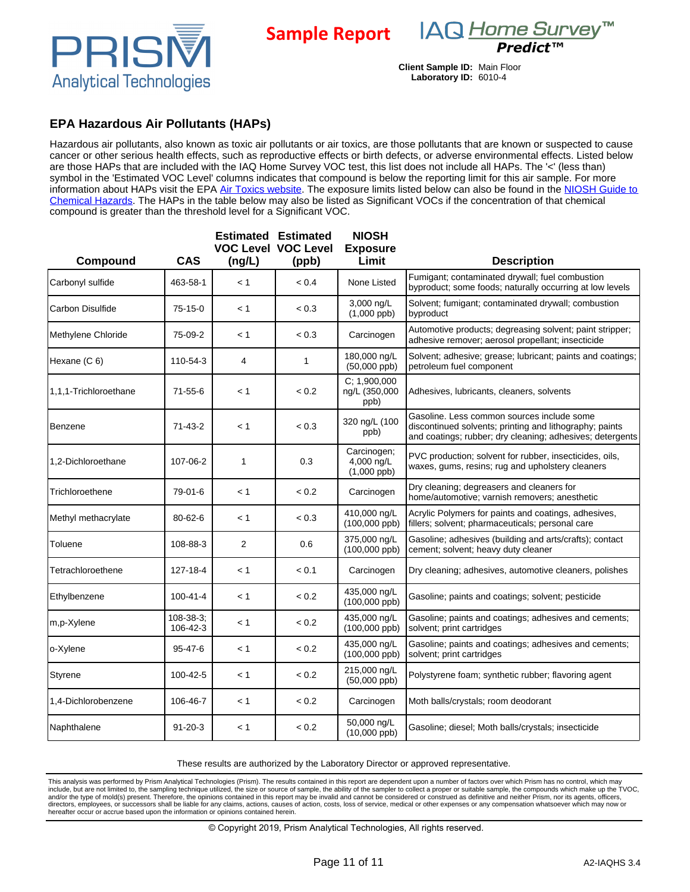PRISM Analytical Technologies

**Sample Report**

IAQ Home Survey™ Predict™

**Client Sample ID:** Main Floor
**Laboratory ID:** 6010-4

## EPA Hazardous Air Pollutants (HAPs)

Hazardous air pollutants, also known as toxic air pollutants or air toxics, are those pollutants that are known or suspected to cause cancer or other serious health effects, such as reproductive effects or birth defects, or adverse environmental effects. Listed below are those HAPs that are included with the IAQ Home Survey VOC test, this list does not include all HAPs. The '<' (less than) symbol in the 'Estimated VOC Level' columns indicates that compound is below the reporting limit for this air sample. For more information about HAPs visit the EPA Air Toxics website. The exposure limits listed below can also be found in the NIOSH Guide to Chemical Hazards. The HAPs in the table below may also be listed as Significant VOCs if the concentration of that chemical compound is greater than the threshold level for a Significant VOC.

| Compound | CAS | Estimated VOC Level (ng/L) | Estimated VOC Level (ppb) | NIOSH Exposure Limit | Description |
|---|---|---|---|---|---|
| Carbonyl sulfide | 463-58-1 | < 1 | < 0.4 | None Listed | Fumigant; contaminated drywall; fuel combustion byproduct; some foods; naturally occurring at low levels |
| Carbon Disulfide | 75-15-0 | < 1 | < 0.3 | 3,000 ng/L (1,000 ppb) | Solvent; fumigant; contaminated drywall; combustion byproduct |
| Methylene Chloride | 75-09-2 | < 1 | < 0.3 | Carcinogen | Automotive products; degreasing solvent; paint stripper; adhesive remover; aerosol propellant; insecticide |
| Hexane (C 6) | 110-54-3 | 4 | 1 | 180,000 ng/L (50,000 ppb) | Solvent; adhesive; grease; lubricant; paints and coatings; petroleum fuel component |
| 1,1,1-Trichloroethane | 71-55-6 | < 1 | < 0.2 | C; 1,900,000 ng/L (350,000 ppb) | Adhesives, lubricants, cleaners, solvents |
| Benzene | 71-43-2 | < 1 | < 0.3 | 320 ng/L (100 ppb) | Gasoline. Less common sources include some discontinued solvents; printing and lithography; paints and coatings; rubber; dry cleaning; adhesives; detergents |
| 1,2-Dichloroethane | 107-06-2 | 1 | 0.3 | Carcinogen; 4,000 ng/L (1,000 ppb) | PVC production; solvent for rubber, insecticides, oils, waxes, gums, resins; rug and upholstery cleaners |
| Trichloroethene | 79-01-6 | < 1 | < 0.2 | Carcinogen | Dry cleaning; degreasers and cleaners for home/automotive; varnish removers; anesthetic |
| Methyl methacrylate | 80-62-6 | < 1 | < 0.3 | 410,000 ng/L (100,000 ppb) | Acrylic Polymers for paints and coatings, adhesives, fillers; solvent; pharmaceuticals; personal care |
| Toluene | 108-88-3 | 2 | 0.6 | 375,000 ng/L (100,000 ppb) | Gasoline; adhesives (building and arts/crafts); contact cement; solvent; heavy duty cleaner |
| Tetrachloroethene | 127-18-4 | < 1 | < 0.1 | Carcinogen | Dry cleaning; adhesives, automotive cleaners, polishes |
| Ethylbenzene | 100-41-4 | < 1 | < 0.2 | 435,000 ng/L (100,000 ppb) | Gasoline; paints and coatings; solvent; pesticide |
| m,p-Xylene | 108-38-3; 106-42-3 | < 1 | < 0.2 | 435,000 ng/L (100,000 ppb) | Gasoline; paints and coatings; adhesives and cements; solvent; print cartridges |
| o-Xylene | 95-47-6 | < 1 | < 0.2 | 435,000 ng/L (100,000 ppb) | Gasoline; paints and coatings; adhesives and cements; solvent; print cartridges |
| Styrene | 100-42-5 | < 1 | < 0.2 | 215,000 ng/L (50,000 ppb) | Polystyrene foam; synthetic rubber; flavoring agent |
| 1,4-Dichlorobenzene | 106-46-7 | < 1 | < 0.2 | Carcinogen | Moth balls/crystals; room deodorant |
| Naphthalene | 91-20-3 | < 1 | < 0.2 | 50,000 ng/L (10,000 ppb) | Gasoline; diesel; Moth balls/crystals; insecticide |

These results are authorized by the Laboratory Director or approved representative.

This analysis was performed by Prism Analytical Technologies (Prism). The results contained in this report are dependent upon a number of factors over which Prism has no control, which may include, but are not limited to, the sampling technique utilized, the size or source of sample, the ability of the sampler to collect a proper or suitable sample, the compounds which make up the TVOC, and/or the type of mold(s) present. Therefore, the opinions contained in this report may be invalid and cannot be considered or construed as definitive and neither Prism, nor its agents, officers, directors, employees, or successors shall be liable for any claims, actions, causes of action, costs, loss of service, medical or other expenses or any compensation whatsoever which may now or hereafter occur or accrue based upon the information or opinions contained herein.

© Copyright 2019, Prism Analytical Technologies, All rights reserved.

A2-IAQHS 3.4